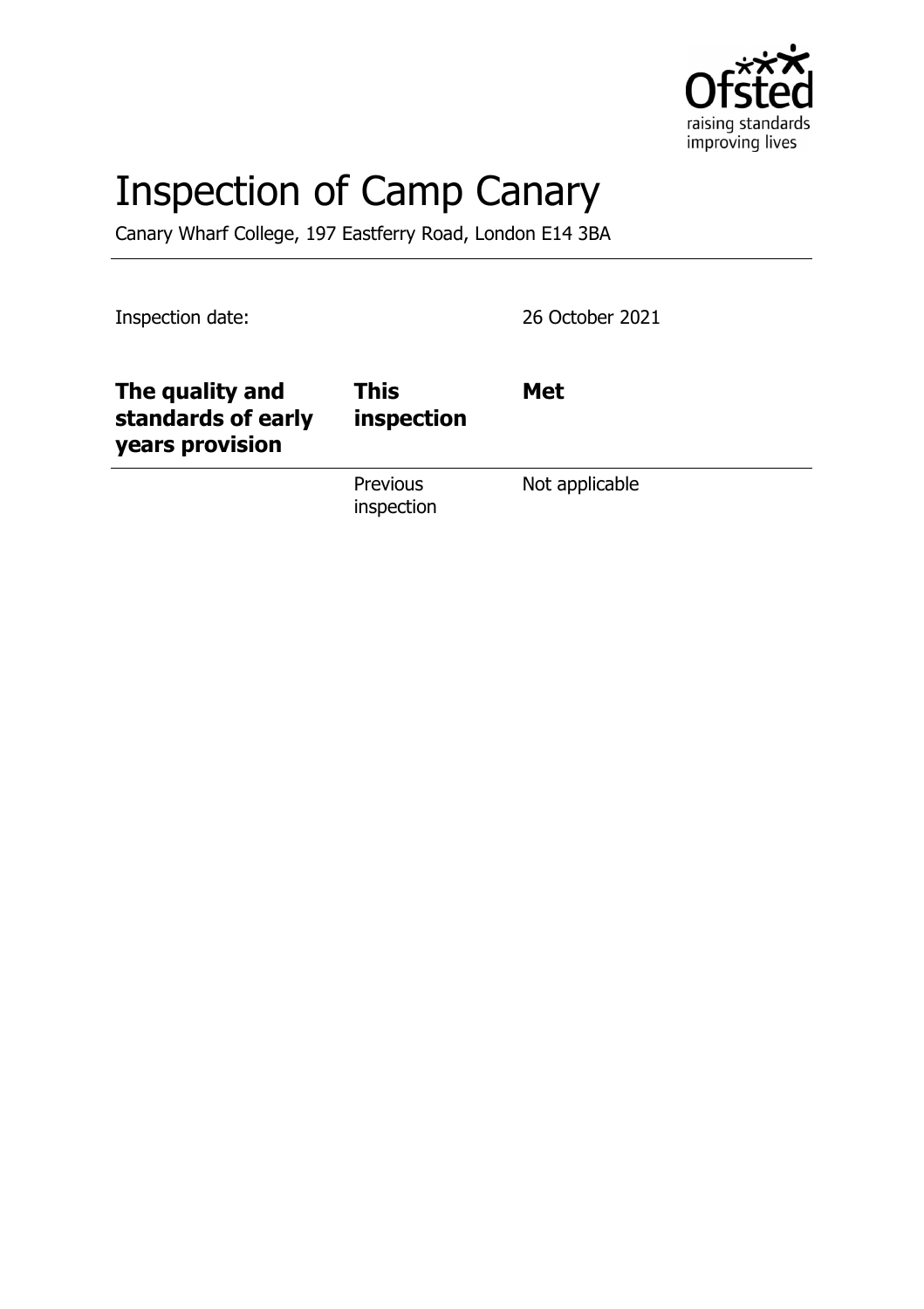# Inspection of Camp Canary

Canary Wharf College, 197 Eastferry Road, London E14 3BA

Inspection date: 26 October 2021

| **The quality and standards of early years provision** | **This inspection** | **Met** |
| --- | --- | --- |
| | Previous inspection | Not applicable |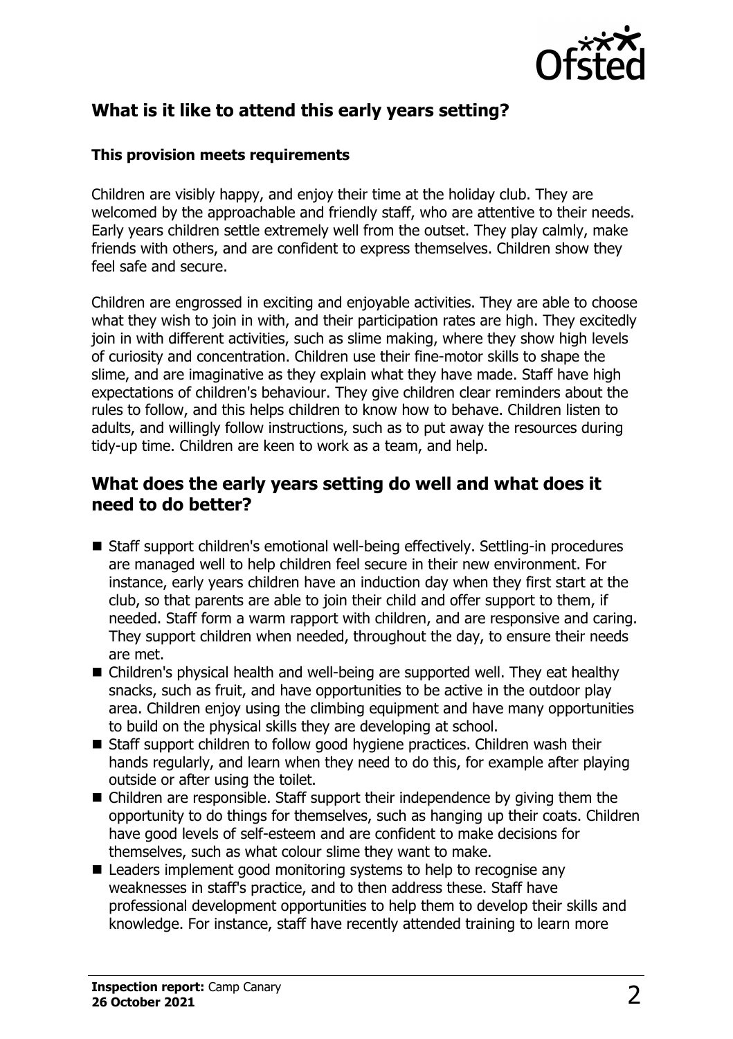## What is it like to attend this early years setting?

### This provision meets requirements

Children are visibly happy, and enjoy their time at the holiday club. They are welcomed by the approachable and friendly staff, who are attentive to their needs. Early years children settle extremely well from the outset. They play calmly, make friends with others, and are confident to express themselves. Children show they feel safe and secure.

Children are engrossed in exciting and enjoyable activities. They are able to choose what they wish to join in with, and their participation rates are high. They excitedly join in with different activities, such as slime making, where they show high levels of curiosity and concentration. Children use their fine-motor skills to shape the slime, and are imaginative as they explain what they have made. Staff have high expectations of children's behaviour. They give children clear reminders about the rules to follow, and this helps children to know how to behave. Children listen to adults, and willingly follow instructions, such as to put away the resources during tidy-up time. Children are keen to work as a team, and help.

## What does the early years setting do well and what does it need to do better?

- Staff support children's emotional well-being effectively. Settling-in procedures are managed well to help children feel secure in their new environment. For instance, early years children have an induction day when they first start at the club, so that parents are able to join their child and offer support to them, if needed. Staff form a warm rapport with children, and are responsive and caring. They support children when needed, throughout the day, to ensure their needs are met.
- Children's physical health and well-being are supported well. They eat healthy snacks, such as fruit, and have opportunities to be active in the outdoor play area. Children enjoy using the climbing equipment and have many opportunities to build on the physical skills they are developing at school.
- Staff support children to follow good hygiene practices. Children wash their hands regularly, and learn when they need to do this, for example after playing outside or after using the toilet.
- Children are responsible. Staff support their independence by giving them the opportunity to do things for themselves, such as hanging up their coats. Children have good levels of self-esteem and are confident to make decisions for themselves, such as what colour slime they want to make.
- Leaders implement good monitoring systems to help to recognise any weaknesses in staff's practice, and to then address these. Staff have professional development opportunities to help them to develop their skills and knowledge. For instance, staff have recently attended training to learn more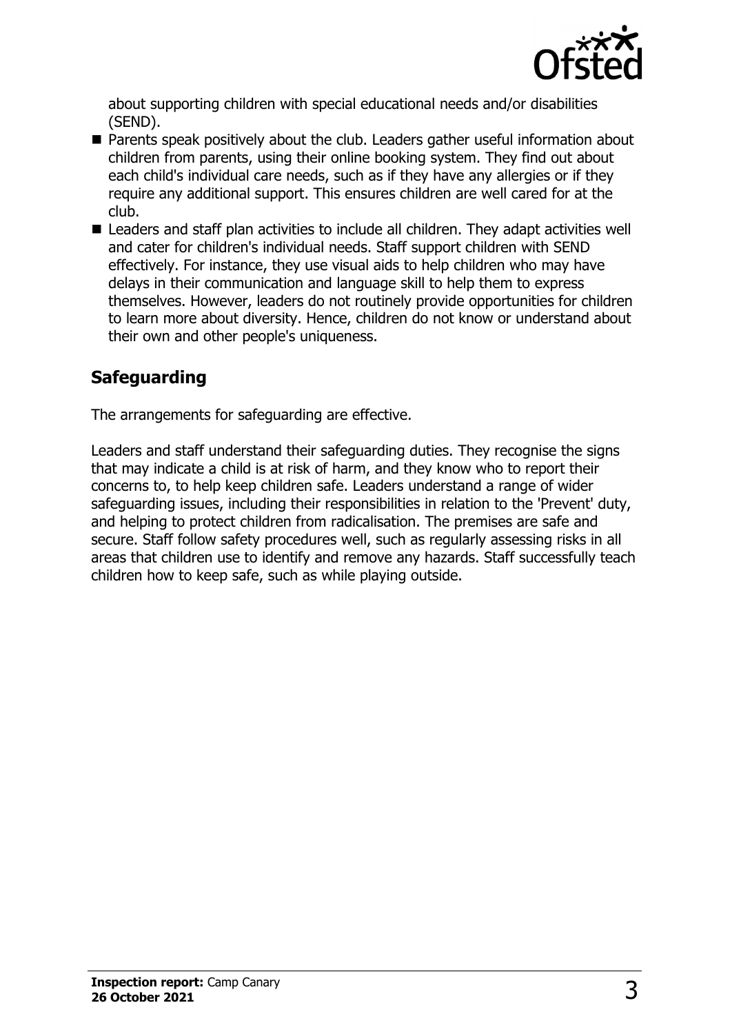about supporting children with special educational needs and/or disabilities (SEND).

- Parents speak positively about the club. Leaders gather useful information about children from parents, using their online booking system. They find out about each child's individual care needs, such as if they have any allergies or if they require any additional support. This ensures children are well cared for at the club.
- Leaders and staff plan activities to include all children. They adapt activities well and cater for children's individual needs. Staff support children with SEND effectively. For instance, they use visual aids to help children who may have delays in their communication and language skill to help them to express themselves. However, leaders do not routinely provide opportunities for children to learn more about diversity. Hence, children do not know or understand about their own and other people's uniqueness.

## Safeguarding

The arrangements for safeguarding are effective.

Leaders and staff understand their safeguarding duties. They recognise the signs that may indicate a child is at risk of harm, and they know who to report their concerns to, to help keep children safe. Leaders understand a range of wider safeguarding issues, including their responsibilities in relation to the 'Prevent' duty, and helping to protect children from radicalisation. The premises are safe and secure. Staff follow safety procedures well, such as regularly assessing risks in all areas that children use to identify and remove any hazards. Staff successfully teach children how to keep safe, such as while playing outside.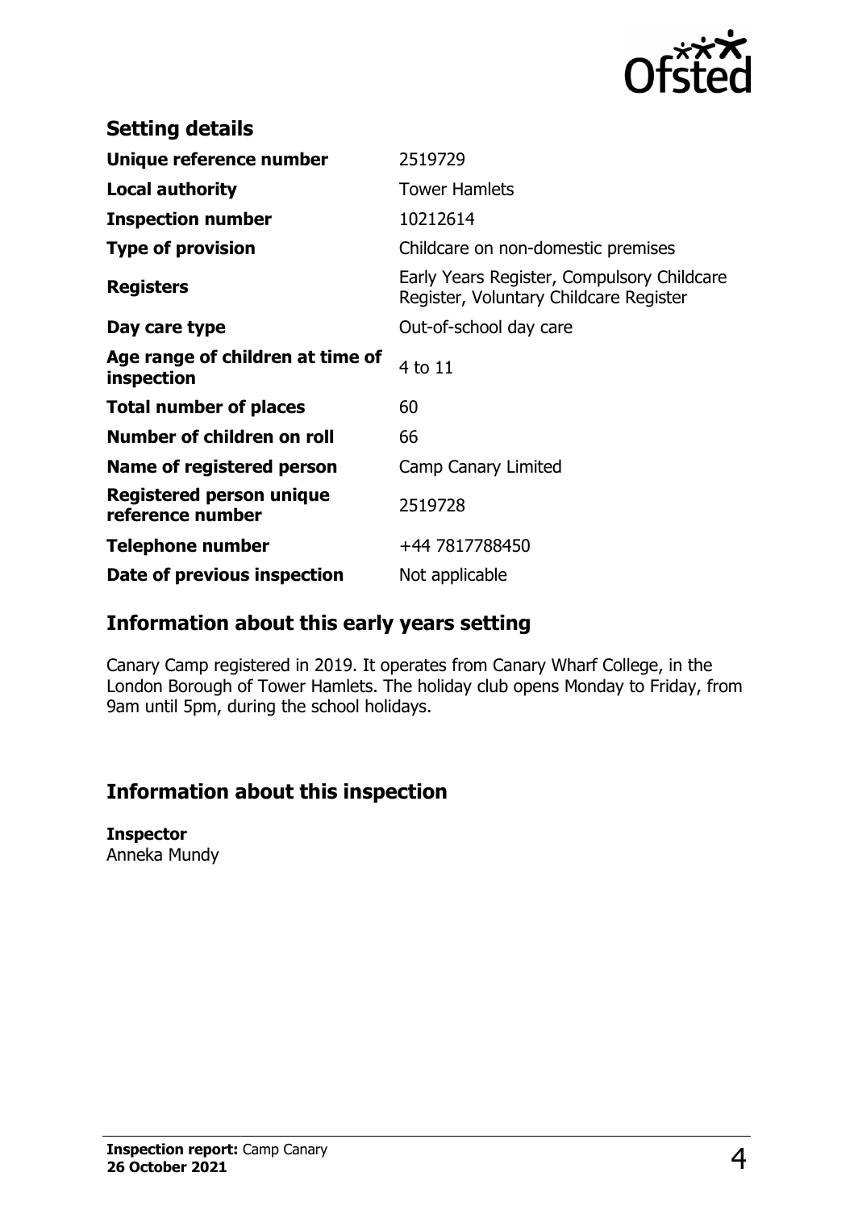## Setting details

| | |
|---|---|
| **Unique reference number** | 2519729 |
| **Local authority** | Tower Hamlets |
| **Inspection number** | 10212614 |
| **Type of provision** | Childcare on non-domestic premises |
| **Registers** | Early Years Register, Compulsory Childcare Register, Voluntary Childcare Register |
| **Day care type** | Out-of-school day care |
| **Age range of children at time of inspection** | 4 to 11 |
| **Total number of places** | 60 |
| **Number of children on roll** | 66 |
| **Name of registered person** | Camp Canary Limited |
| **Registered person unique reference number** | 2519728 |
| **Telephone number** | +44 7817788450 |
| **Date of previous inspection** | Not applicable |

## Information about this early years setting

Canary Camp registered in 2019. It operates from Canary Wharf College, in the London Borough of Tower Hamlets. The holiday club opens Monday to Friday, from 9am until 5pm, during the school holidays.

## Information about this inspection

**Inspector**
Anneka Mundy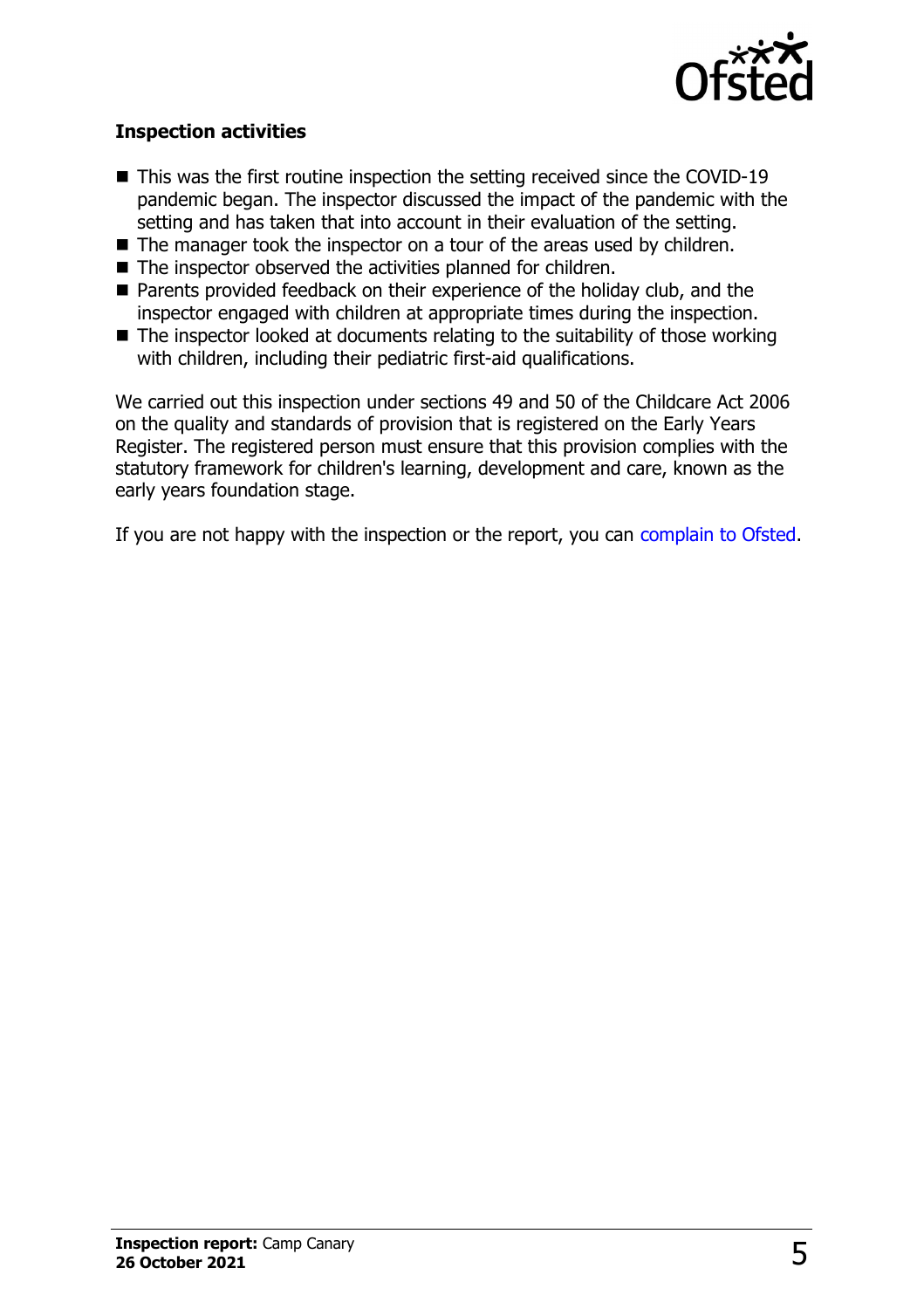### Inspection activities

- This was the first routine inspection the setting received since the COVID-19 pandemic began. The inspector discussed the impact of the pandemic with the setting and has taken that into account in their evaluation of the setting.
- The manager took the inspector on a tour of the areas used by children.
- The inspector observed the activities planned for children.
- Parents provided feedback on their experience of the holiday club, and the inspector engaged with children at appropriate times during the inspection.
- The inspector looked at documents relating to the suitability of those working with children, including their pediatric first-aid qualifications.

We carried out this inspection under sections 49 and 50 of the Childcare Act 2006 on the quality and standards of provision that is registered on the Early Years Register. The registered person must ensure that this provision complies with the statutory framework for children's learning, development and care, known as the early years foundation stage.

If you are not happy with the inspection or the report, you can complain to Ofsted.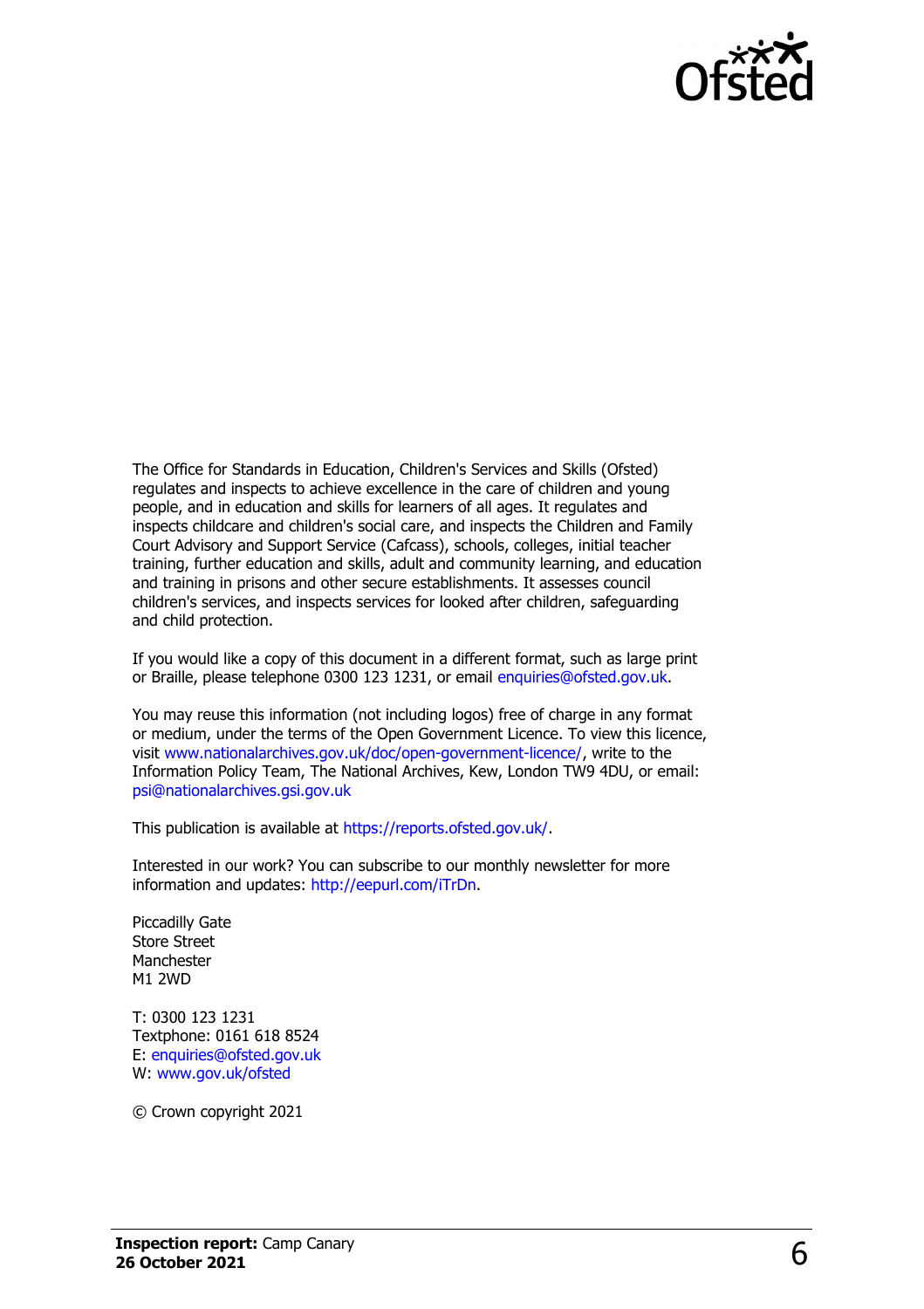The Office for Standards in Education, Children's Services and Skills (Ofsted) regulates and inspects to achieve excellence in the care of children and young people, and in education and skills for learners of all ages. It regulates and inspects childcare and children's social care, and inspects the Children and Family Court Advisory and Support Service (Cafcass), schools, colleges, initial teacher training, further education and skills, adult and community learning, and education and training in prisons and other secure establishments. It assesses council children's services, and inspects services for looked after children, safeguarding and child protection.

If you would like a copy of this document in a different format, such as large print or Braille, please telephone 0300 123 1231, or email enquiries@ofsted.gov.uk.

You may reuse this information (not including logos) free of charge in any format or medium, under the terms of the Open Government Licence. To view this licence, visit www.nationalarchives.gov.uk/doc/open-government-licence/, write to the Information Policy Team, The National Archives, Kew, London TW9 4DU, or email: psi@nationalarchives.gsi.gov.uk

This publication is available at https://reports.ofsted.gov.uk/.

Interested in our work? You can subscribe to our monthly newsletter for more information and updates: http://eepurl.com/iTrDn.

Piccadilly Gate
Store Street
Manchester
M1 2WD

T: 0300 123 1231
Textphone: 0161 618 8524
E: enquiries@ofsted.gov.uk
W: www.gov.uk/ofsted

© Crown copyright 2021